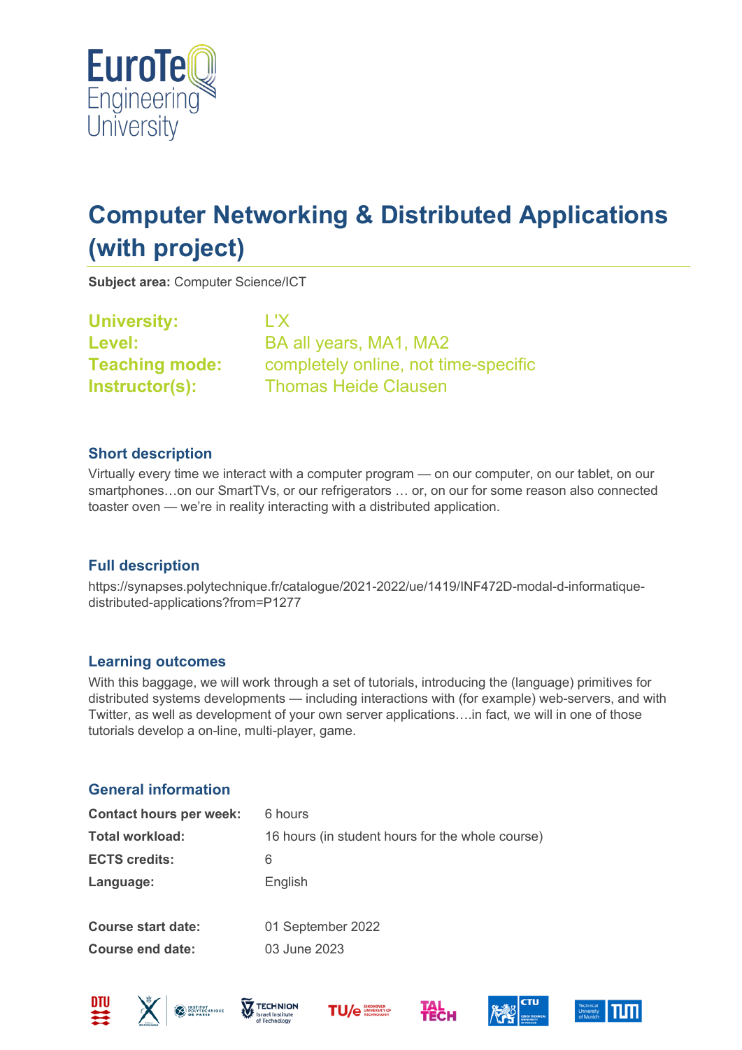# Computer Networking & Distributed Applications (with project)

**Subject area:** Computer Science/ICT

| | |
|---|---|
| **University:** | L'X |
| **Level:** | BA all years, MA1, MA2 |
| **Teaching mode:** | completely online, not time-specific |
| **Instructor(s):** | Thomas Heide Clausen |

## Short description

Virtually every time we interact with a computer program — on our computer, on our tablet, on our smartphones…on our SmartTVs, or our refrigerators … or, on our for some reason also connected toaster oven — we're in reality interacting with a distributed application.

## Full description

https://synapses.polytechnique.fr/catalogue/2021-2022/ue/1419/INF472D-modal-d-informatique-distributed-applications?from=P1277

## Learning outcomes

With this baggage, we will work through a set of tutorials, introducing the (language) primitives for distributed systems developments — including interactions with (for example) web-servers, and with Twitter, as well as development of your own server applications….in fact, we will in one of those tutorials develop a on-line, multi-player, game.

## General information

| | |
|---|---|
| **Contact hours per week:** | 6 hours |
| **Total workload:** | 16 hours (in student hours for the whole course) |
| **ECTS credits:** | 6 |
| **Language:** | English |
| **Course start date:** | 01 September 2022 |
| **Course end date:** | 03 June 2023 |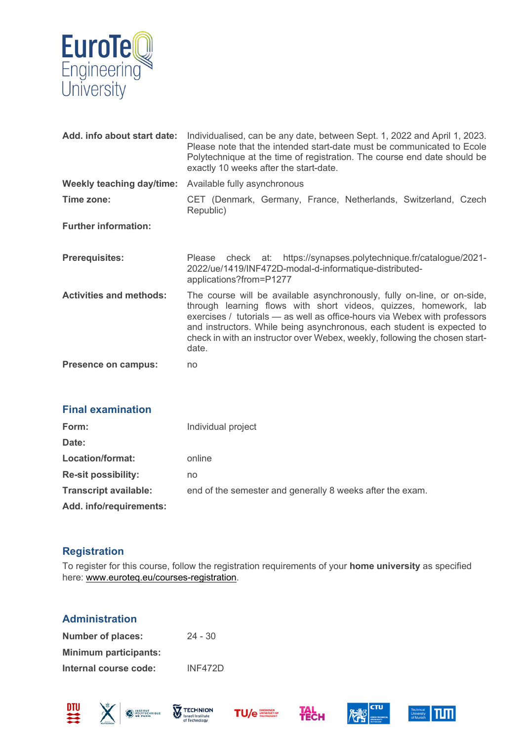| | |
|---|---|
| **Add. info about start date:** | Individualised, can be any date, between Sept. 1, 2022 and April 1, 2023. Please note that the intended start-date must be communicated to Ecole Polytechnique at the time of registration. The course end date should be exactly 10 weeks after the start-date. |
| **Weekly teaching day/time:** | Available fully asynchronous |
| **Time zone:** | CET (Denmark, Germany, France, Netherlands, Switzerland, Czech Republic) |
| **Further information:** | |
| **Prerequisites:** | Please check at: https://synapses.polytechnique.fr/catalogue/2021-2022/ue/1419/INF472D-modal-d-informatique-distributed-applications?from=P1277 |
| **Activities and methods:** | The course will be available asynchronously, fully on-line, or on-side, through learning flows with short videos, quizzes, homework, lab exercises / tutorials — as well as office-hours via Webex with professors and instructors. While being asynchronous, each student is expected to check in with an instructor over Webex, weekly, following the chosen start-date. |
| **Presence on campus:** | no |

## Final examination

| | |
|---|---|
| **Form:** | Individual project |
| **Date:** | |
| **Location/format:** | online |
| **Re-sit possibility:** | no |
| **Transcript available:** | end of the semester and generally 8 weeks after the exam. |
| **Add. info/requirements:** | |

## Registration

To register for this course, follow the registration requirements of your **home university** as specified here: www.euroteq.eu/courses-registration.

## Administration

| | |
|---|---|
| **Number of places:** | 24 - 30 |
| **Minimum participants:** | |
| **Internal course code:** | INF472D |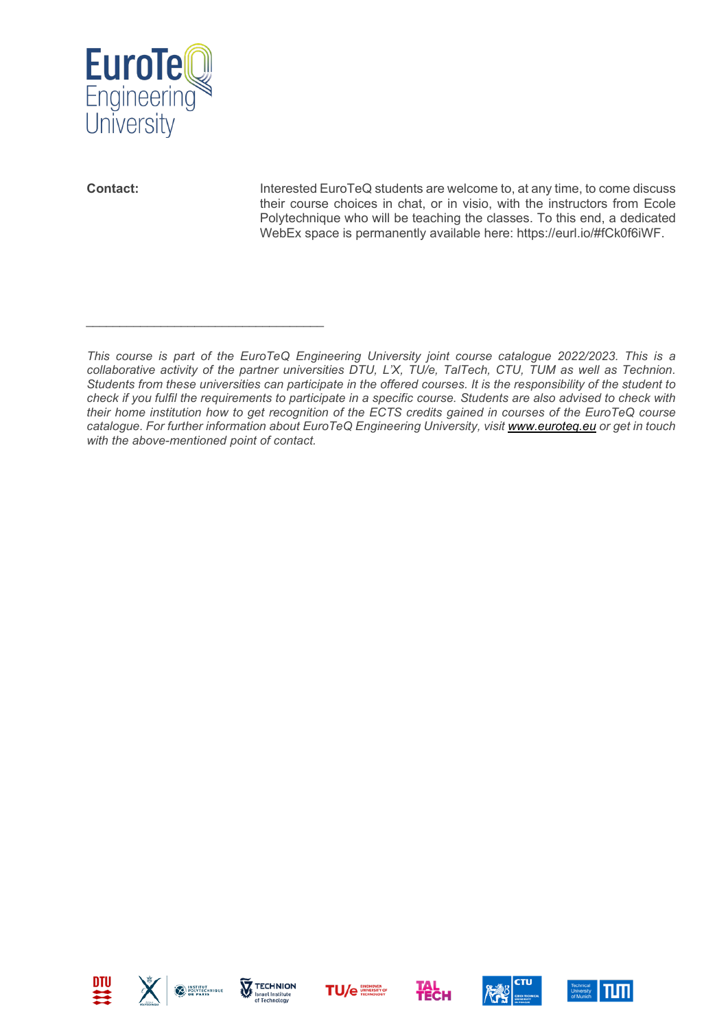| | |
|---|---|
| **Contact:** | Interested EuroTeQ students are welcome to, at any time, to come discuss their course choices in chat, or in visio, with the instructors from Ecole Polytechnique who will be teaching the classes. To this end, a dedicated WebEx space is permanently available here: https://eurl.io/#fCk0f6iWF. |

---

*This course is part of the EuroTeQ Engineering University joint course catalogue 2022/2023. This is a collaborative activity of the partner universities DTU, L'X, TU/e, TalTech, CTU, TUM as well as Technion. Students from these universities can participate in the offered courses. It is the responsibility of the student to check if you fulfil the requirements to participate in a specific course. Students are also advised to check with their home institution how to get recognition of the ECTS credits gained in courses of the EuroTeQ course catalogue. For further information about EuroTeQ Engineering University, visit [www.euroteq.eu](www.euroteq.eu) or get in touch with the above-mentioned point of contact.*